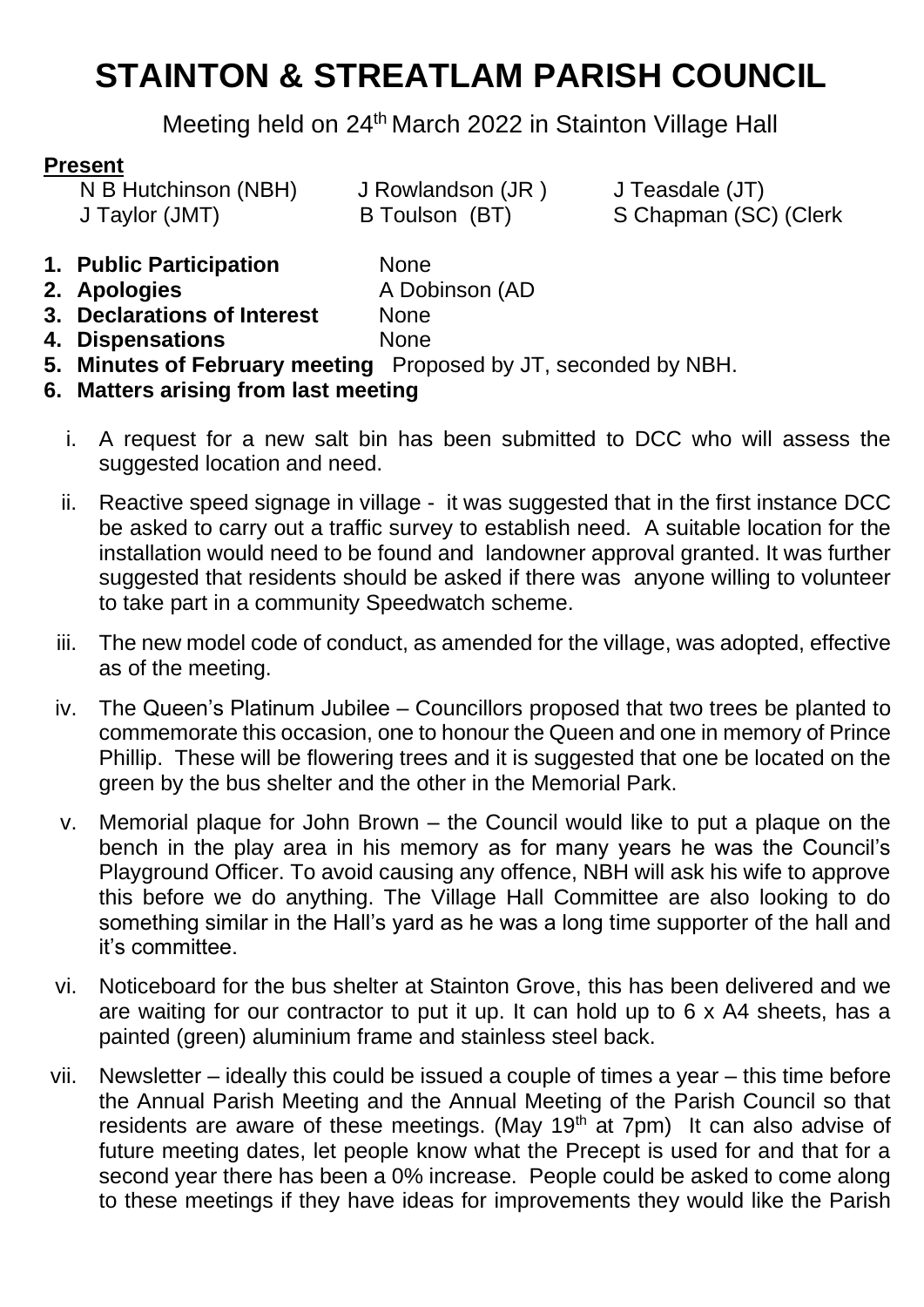# STAINTON & STREATLAM PARISH COUNCIL

Meeting held on 24th March 2022 in Stainton Village Hall

**Present**

N B Hutchinson (NBH) J Rowlandson (JR ) J Teasdale (JT)
J Taylor (JMT) B Toulson (BT) S Chapman (SC) (Clerk

1. **Public Participation** None
2. **Apologies** A Dobinson (AD
3. **Declarations of Interest** None
4. **Dispensations** None
5. **Minutes of February meeting** Proposed by JT, seconded by NBH.
6. **Matters arising from last meeting**

    i. A request for a new salt bin has been submitted to DCC who will assess the suggested location and need.

    ii. Reactive speed signage in village - it was suggested that in the first instance DCC be asked to carry out a traffic survey to establish need. A suitable location for the installation would need to be found and landowner approval granted. It was further suggested that residents should be asked if there was anyone willing to volunteer to take part in a community Speedwatch scheme.

    iii. The new model code of conduct, as amended for the village, was adopted, effective as of the meeting.

    iv. The Queen's Platinum Jubilee – Councillors proposed that two trees be planted to commemorate this occasion, one to honour the Queen and one in memory of Prince Phillip. These will be flowering trees and it is suggested that one be located on the green by the bus shelter and the other in the Memorial Park.

    v. Memorial plaque for John Brown – the Council would like to put a plaque on the bench in the play area in his memory as for many years he was the Council's Playground Officer. To avoid causing any offence, NBH will ask his wife to approve this before we do anything. The Village Hall Committee are also looking to do something similar in the Hall's yard as he was a long time supporter of the hall and it's committee.

    vi. Noticeboard for the bus shelter at Stainton Grove, this has been delivered and we are waiting for our contractor to put it up. It can hold up to 6 x A4 sheets, has a painted (green) aluminium frame and stainless steel back.

    vii. Newsletter – ideally this could be issued a couple of times a year – this time before the Annual Parish Meeting and the Annual Meeting of the Parish Council so that residents are aware of these meetings. (May 19th at 7pm) It can also advise of future meeting dates, let people know what the Precept is used for and that for a second year there has been a 0% increase. People could be asked to come along to these meetings if they have ideas for improvements they would like the Parish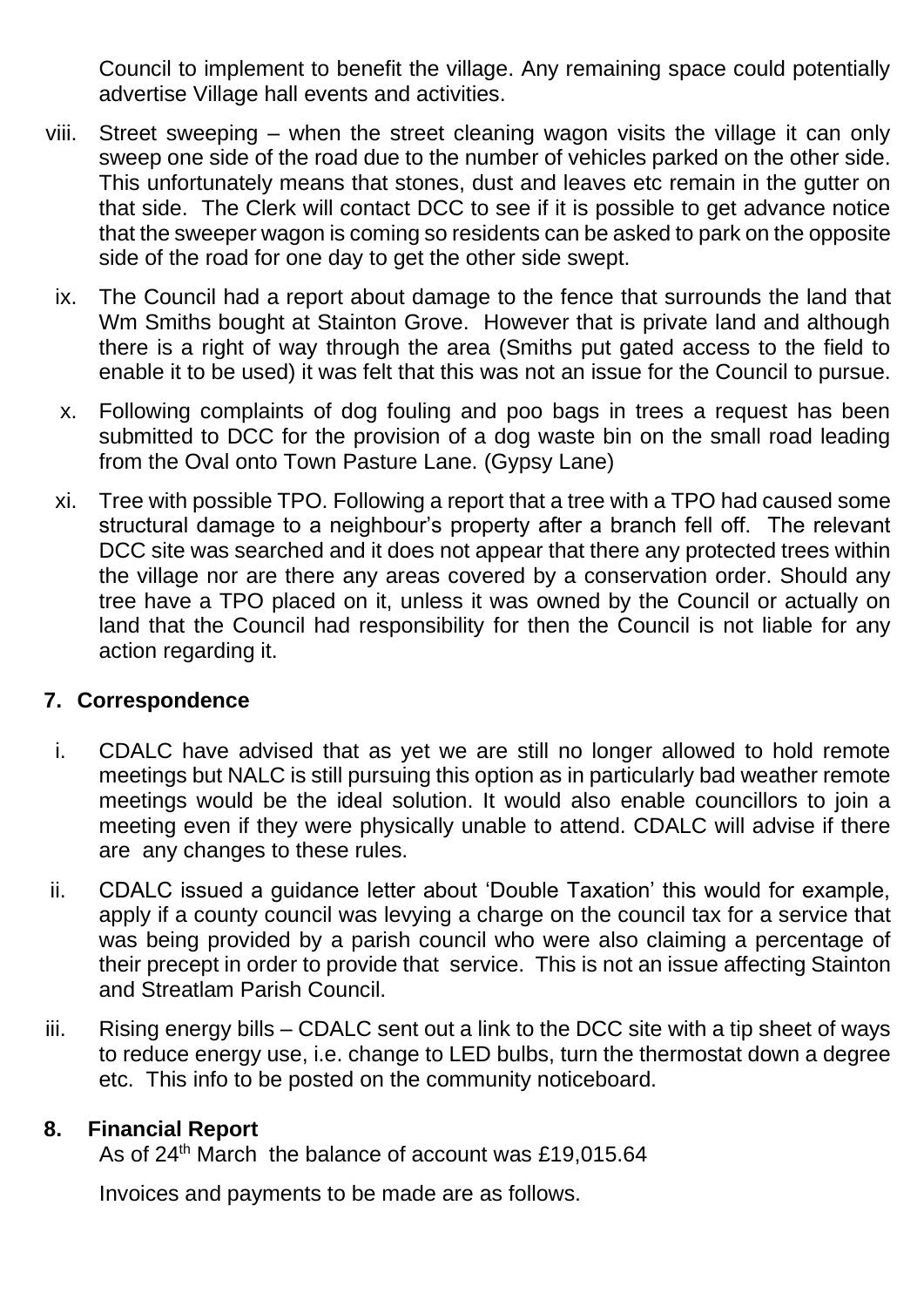Council to implement to benefit the village. Any remaining space could potentially advertise Village hall events and activities.

viii. Street sweeping – when the street cleaning wagon visits the village it can only sweep one side of the road due to the number of vehicles parked on the other side. This unfortunately means that stones, dust and leaves etc remain in the gutter on that side. The Clerk will contact DCC to see if it is possible to get advance notice that the sweeper wagon is coming so residents can be asked to park on the opposite side of the road for one day to get the other side swept.

ix. The Council had a report about damage to the fence that surrounds the land that Wm Smiths bought at Stainton Grove. However that is private land and although there is a right of way through the area (Smiths put gated access to the field to enable it to be used) it was felt that this was not an issue for the Council to pursue.

x. Following complaints of dog fouling and poo bags in trees a request has been submitted to DCC for the provision of a dog waste bin on the small road leading from the Oval onto Town Pasture Lane. (Gypsy Lane)

xi. Tree with possible TPO. Following a report that a tree with a TPO had caused some structural damage to a neighbour's property after a branch fell off. The relevant DCC site was searched and it does not appear that there any protected trees within the village nor are there any areas covered by a conservation order. Should any tree have a TPO placed on it, unless it was owned by the Council or actually on land that the Council had responsibility for then the Council is not liable for any action regarding it.

## 7. Correspondence

i. CDALC have advised that as yet we are still no longer allowed to hold remote meetings but NALC is still pursuing this option as in particularly bad weather remote meetings would be the ideal solution. It would also enable councillors to join a meeting even if they were physically unable to attend. CDALC will advise if there are any changes to these rules.

ii. CDALC issued a guidance letter about 'Double Taxation' this would for example, apply if a county council was levying a charge on the council tax for a service that was being provided by a parish council who were also claiming a percentage of their precept in order to provide that service. This is not an issue affecting Stainton and Streatlam Parish Council.

iii. Rising energy bills – CDALC sent out a link to the DCC site with a tip sheet of ways to reduce energy use, i.e. change to LED bulbs, turn the thermostat down a degree etc. This info to be posted on the community noticeboard.

## 8. Financial Report

As of 24th March the balance of account was £19,015.64

Invoices and payments to be made are as follows.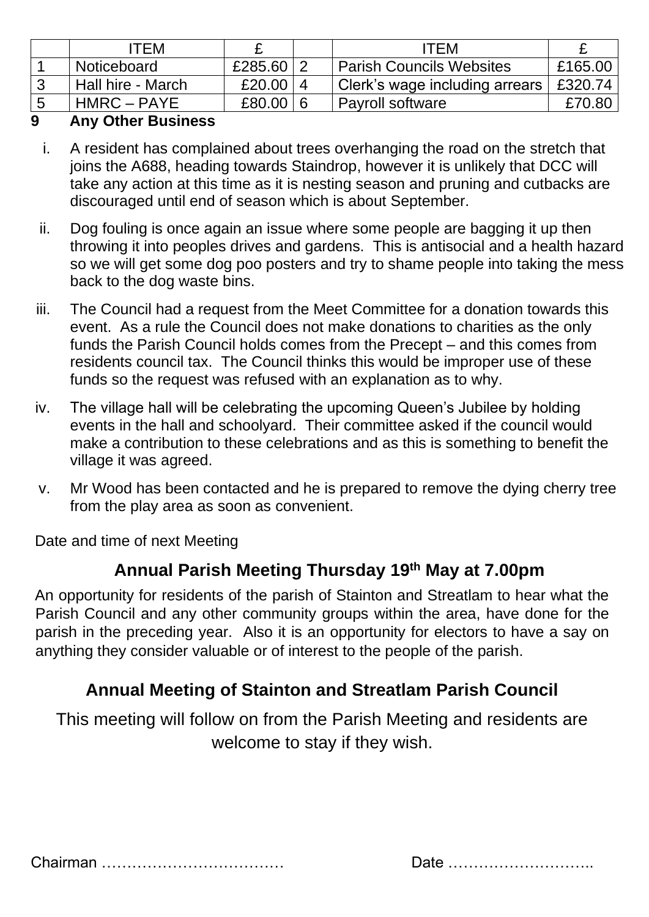| | ITEM | £ | | ITEM | £ |
|---|---|---|---|---|---|
| 1 | Noticeboard | £285.60 | 2 | Parish Councils Websites | £165.00 |
| 3 | Hall hire - March | £20.00 | 4 | Clerk's wage including arrears | £320.74 |
| 5 | HMRC – PAYE | £80.00 | 6 | Payroll software | £70.80 |

**9 Any Other Business**

i. A resident has complained about trees overhanging the road on the stretch that joins the A688, heading towards Staindrop, however it is unlikely that DCC will take any action at this time as it is nesting season and pruning and cutbacks are discouraged until end of season which is about September.

ii. Dog fouling is once again an issue where some people are bagging it up then throwing it into peoples drives and gardens. This is antisocial and a health hazard so we will get some dog poo posters and try to shame people into taking the mess back to the dog waste bins.

iii. The Council had a request from the Meet Committee for a donation towards this event. As a rule the Council does not make donations to charities as the only funds the Parish Council holds comes from the Precept – and this comes from residents council tax. The Council thinks this would be improper use of these funds so the request was refused with an explanation as to why.

iv. The village hall will be celebrating the upcoming Queen's Jubilee by holding events in the hall and schoolyard. Their committee asked if the council would make a contribution to these celebrations and as this is something to benefit the village it was agreed.

v. Mr Wood has been contacted and he is prepared to remove the dying cherry tree from the play area as soon as convenient.

Date and time of next Meeting

## Annual Parish Meeting Thursday 19th May at 7.00pm

An opportunity for residents of the parish of Stainton and Streatlam to hear what the Parish Council and any other community groups within the area, have done for the parish in the preceding year. Also it is an opportunity for electors to have a say on anything they consider valuable or of interest to the people of the parish.

## Annual Meeting of Stainton and Streatlam Parish Council

This meeting will follow on from the Parish Meeting and residents are welcome to stay if they wish.

Chairman ……………………………… Date ………………………..